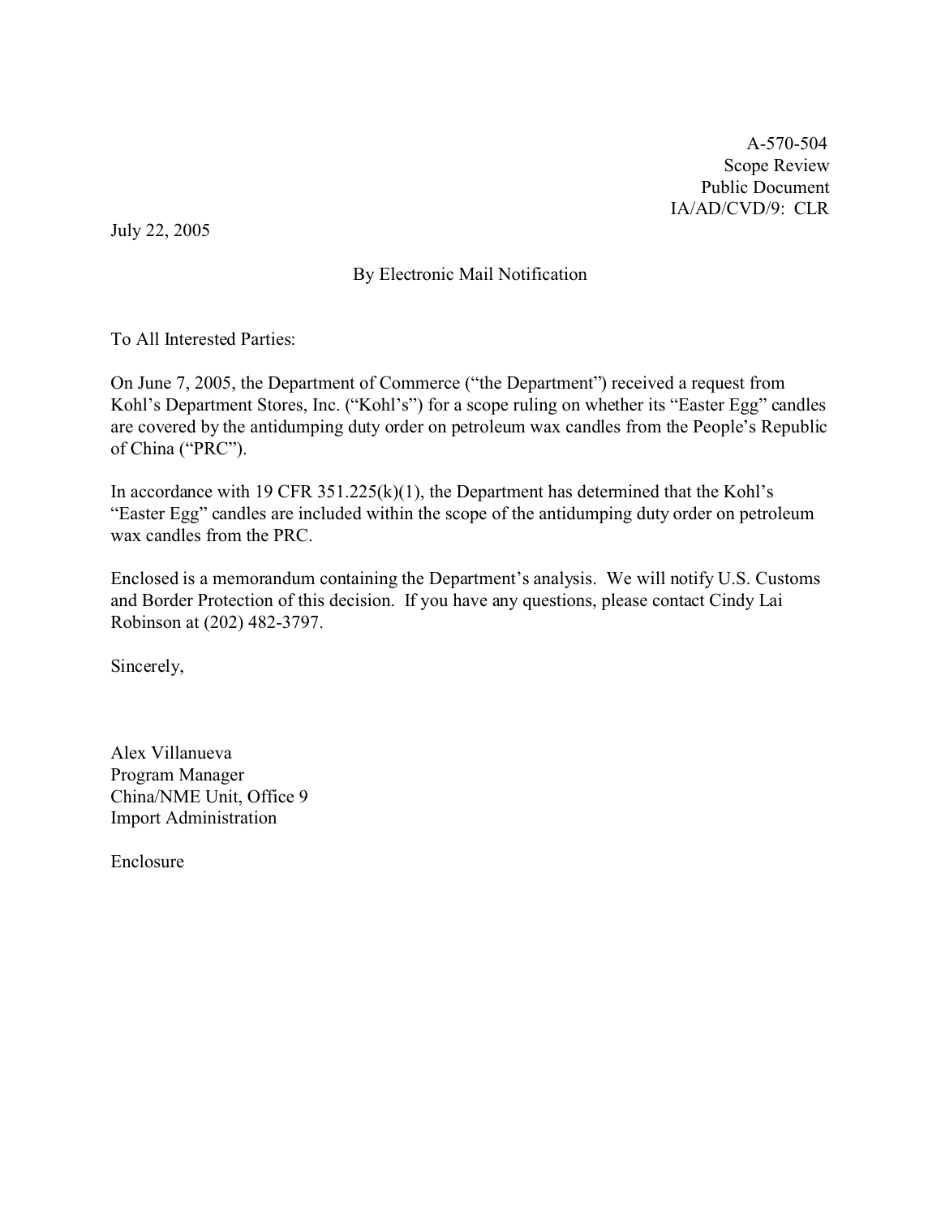A-570-504
Scope Review
Public Document
IA/AD/CVD/9: CLR

July 22, 2005

By Electronic Mail Notification

To All Interested Parties:

On June 7, 2005, the Department of Commerce ("the Department") received a request from Kohl's Department Stores, Inc. ("Kohl's") for a scope ruling on whether its "Easter Egg" candles are covered by the antidumping duty order on petroleum wax candles from the People's Republic of China ("PRC").

In accordance with 19 CFR 351.225(k)(1), the Department has determined that the Kohl's "Easter Egg" candles are included within the scope of the antidumping duty order on petroleum wax candles from the PRC.

Enclosed is a memorandum containing the Department's analysis. We will notify U.S. Customs and Border Protection of this decision. If you have any questions, please contact Cindy Lai Robinson at (202) 482-3797.

Sincerely,

Alex Villanueva
Program Manager
China/NME Unit, Office 9
Import Administration

Enclosure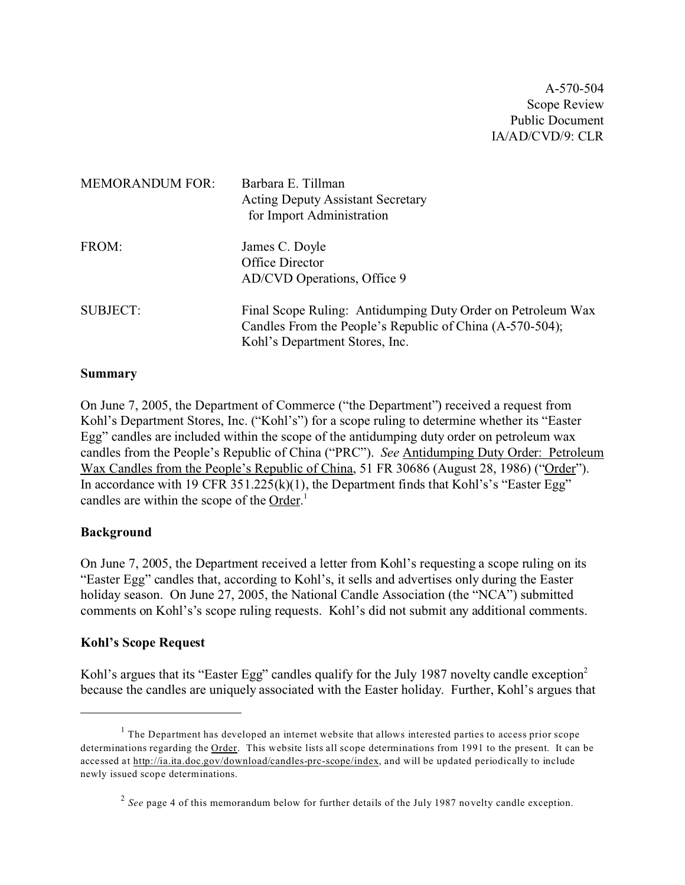A-570-504
Scope Review
Public Document
IA/AD/CVD/9: CLR

MEMORANDUM FOR: Barbara E. Tillman
Acting Deputy Assistant Secretary
for Import Administration

FROM: James C. Doyle
Office Director
AD/CVD Operations, Office 9

SUBJECT: Final Scope Ruling: Antidumping Duty Order on Petroleum Wax Candles From the People's Republic of China (A-570-504); Kohl's Department Stores, Inc.

**Summary**

On June 7, 2005, the Department of Commerce ("the Department") received a request from Kohl's Department Stores, Inc. ("Kohl's") for a scope ruling to determine whether its "Easter Egg" candles are included within the scope of the antidumping duty order on petroleum wax candles from the People's Republic of China ("PRC"). *See* Antidumping Duty Order: Petroleum Wax Candles from the People's Republic of China, 51 FR 30686 (August 28, 1986) ("Order"). In accordance with 19 CFR 351.225(k)(1), the Department finds that Kohl's's "Easter Egg" candles are within the scope of the Order.[1]

**Background**

On June 7, 2005, the Department received a letter from Kohl's requesting a scope ruling on its "Easter Egg" candles that, according to Kohl's, it sells and advertises only during the Easter holiday season. On June 27, 2005, the National Candle Association (the "NCA") submitted comments on Kohl's's scope ruling requests. Kohl's did not submit any additional comments.

**Kohl's Scope Request**

Kohl's argues that its "Easter Egg" candles qualify for the July 1987 novelty candle exception[2] because the candles are uniquely associated with the Easter holiday. Further, Kohl's argues that

[1] The Department has developed an internet website that allows interested parties to access prior scope determinations regarding the Order. This website lists all scope determinations from 1991 to the present. It can be accessed at http://ia.ita.doc.gov/download/candles-prc-scope/index, and will be updated periodically to include newly issued scope determinations.

[2] *See* page 4 of this memorandum below for further details of the July 1987 novelty candle exception.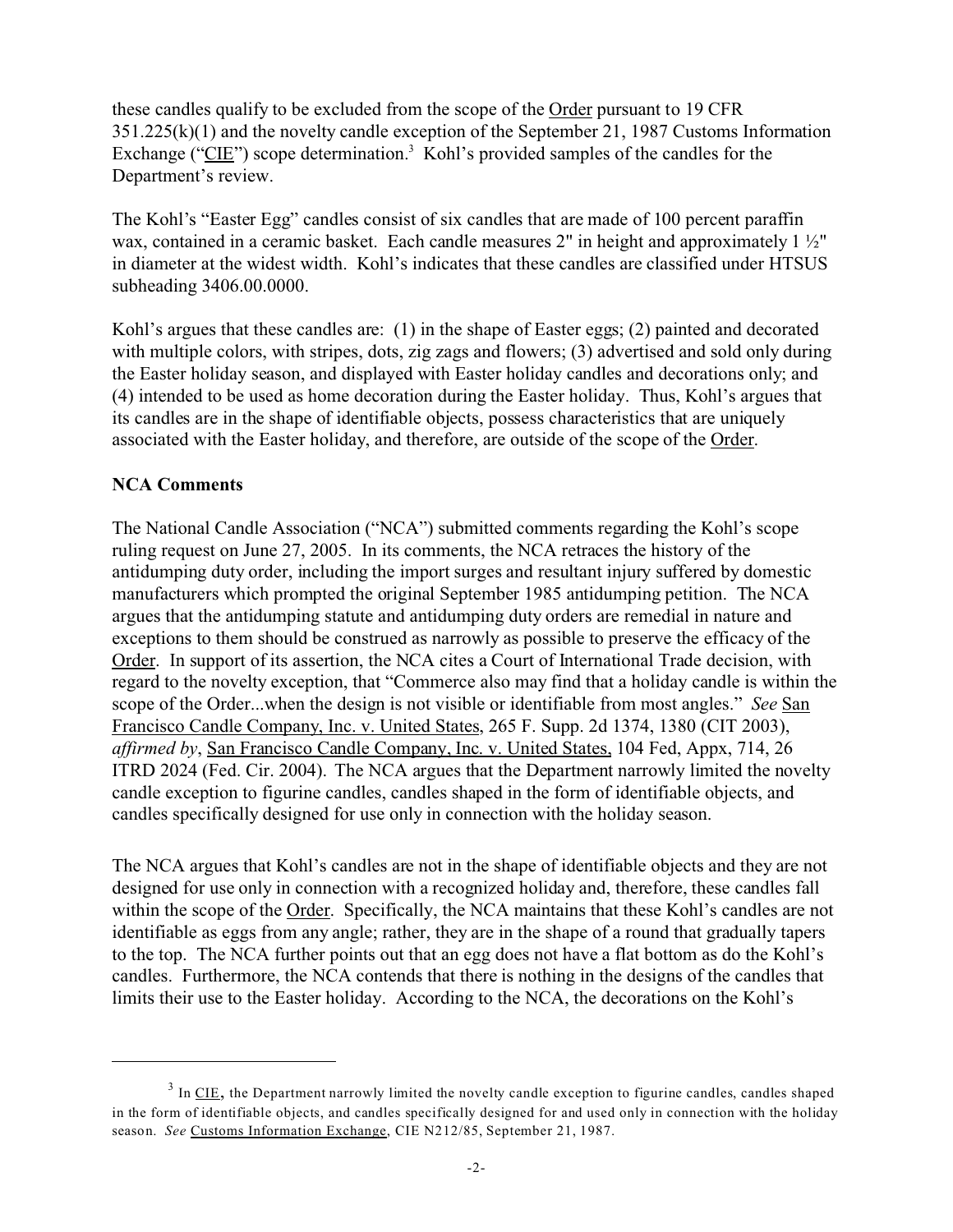these candles qualify to be excluded from the scope of the Order pursuant to 19 CFR 351.225(k)(1) and the novelty candle exception of the September 21, 1987 Customs Information Exchange ("CIE") scope determination.[3] Kohl's provided samples of the candles for the Department's review.

The Kohl's "Easter Egg" candles consist of six candles that are made of 100 percent paraffin wax, contained in a ceramic basket. Each candle measures 2" in height and approximately 1 ½" in diameter at the widest width. Kohl's indicates that these candles are classified under HTSUS subheading 3406.00.0000.

Kohl's argues that these candles are: (1) in the shape of Easter eggs; (2) painted and decorated with multiple colors, with stripes, dots, zig zags and flowers; (3) advertised and sold only during the Easter holiday season, and displayed with Easter holiday candles and decorations only; and (4) intended to be used as home decoration during the Easter holiday. Thus, Kohl's argues that its candles are in the shape of identifiable objects, possess characteristics that are uniquely associated with the Easter holiday, and therefore, are outside of the scope of the Order.

**NCA Comments**

The National Candle Association ("NCA") submitted comments regarding the Kohl's scope ruling request on June 27, 2005. In its comments, the NCA retraces the history of the antidumping duty order, including the import surges and resultant injury suffered by domestic manufacturers which prompted the original September 1985 antidumping petition. The NCA argues that the antidumping statute and antidumping duty orders are remedial in nature and exceptions to them should be construed as narrowly as possible to preserve the efficacy of the Order. In support of its assertion, the NCA cites a Court of International Trade decision, with regard to the novelty exception, that "Commerce also may find that a holiday candle is within the scope of the Order...when the design is not visible or identifiable from most angles." *See* San Francisco Candle Company, Inc. v. United States, 265 F. Supp. 2d 1374, 1380 (CIT 2003), *affirmed by*, San Francisco Candle Company, Inc. v. United States, 104 Fed, Appx, 714, 26 ITRD 2024 (Fed. Cir. 2004). The NCA argues that the Department narrowly limited the novelty candle exception to figurine candles, candles shaped in the form of identifiable objects, and candles specifically designed for use only in connection with the holiday season.

The NCA argues that Kohl's candles are not in the shape of identifiable objects and they are not designed for use only in connection with a recognized holiday and, therefore, these candles fall within the scope of the Order. Specifically, the NCA maintains that these Kohl's candles are not identifiable as eggs from any angle; rather, they are in the shape of a round that gradually tapers to the top. The NCA further points out that an egg does not have a flat bottom as do the Kohl's candles. Furthermore, the NCA contends that there is nothing in the designs of the candles that limits their use to the Easter holiday. According to the NCA, the decorations on the Kohl's

---

[3] In CIE, the Department narrowly limited the novelty candle exception to figurine candles, candles shaped in the form of identifiable objects, and candles specifically designed for and used only in connection with the holiday season. *See* Customs Information Exchange, CIE N212/85, September 21, 1987.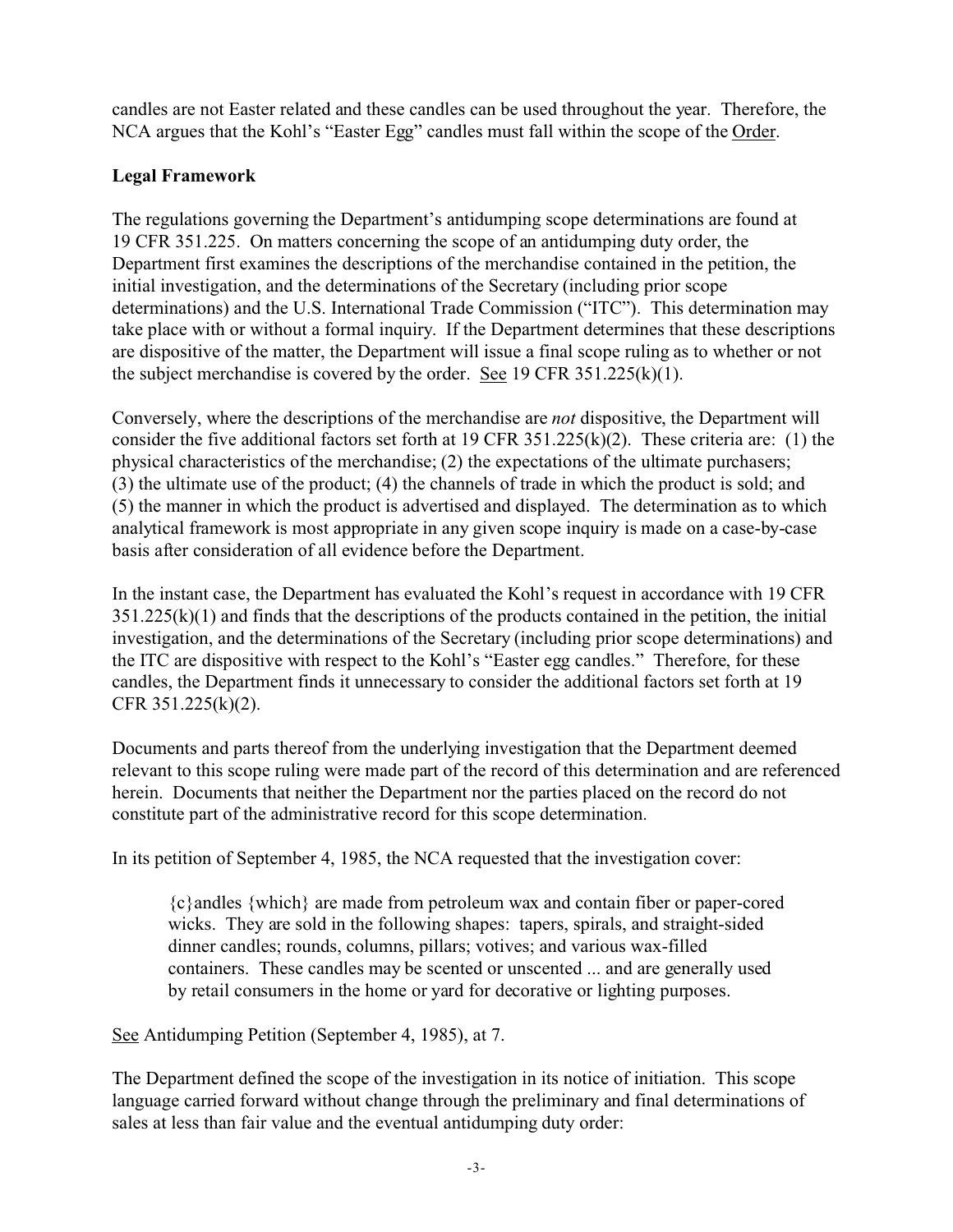candles are not Easter related and these candles can be used throughout the year. Therefore, the NCA argues that the Kohl's "Easter Egg" candles must fall within the scope of the Order.

**Legal Framework**

The regulations governing the Department's antidumping scope determinations are found at 19 CFR 351.225. On matters concerning the scope of an antidumping duty order, the Department first examines the descriptions of the merchandise contained in the petition, the initial investigation, and the determinations of the Secretary (including prior scope determinations) and the U.S. International Trade Commission ("ITC"). This determination may take place with or without a formal inquiry. If the Department determines that these descriptions are dispositive of the matter, the Department will issue a final scope ruling as to whether or not the subject merchandise is covered by the order. See 19 CFR 351.225(k)(1).

Conversely, where the descriptions of the merchandise are *not* dispositive, the Department will consider the five additional factors set forth at 19 CFR 351.225(k)(2). These criteria are: (1) the physical characteristics of the merchandise; (2) the expectations of the ultimate purchasers; (3) the ultimate use of the product; (4) the channels of trade in which the product is sold; and (5) the manner in which the product is advertised and displayed. The determination as to which analytical framework is most appropriate in any given scope inquiry is made on a case-by-case basis after consideration of all evidence before the Department.

In the instant case, the Department has evaluated the Kohl's request in accordance with 19 CFR 351.225(k)(1) and finds that the descriptions of the products contained in the petition, the initial investigation, and the determinations of the Secretary (including prior scope determinations) and the ITC are dispositive with respect to the Kohl's "Easter egg candles." Therefore, for these candles, the Department finds it unnecessary to consider the additional factors set forth at 19 CFR 351.225(k)(2).

Documents and parts thereof from the underlying investigation that the Department deemed relevant to this scope ruling were made part of the record of this determination and are referenced herein. Documents that neither the Department nor the parties placed on the record do not constitute part of the administrative record for this scope determination.

In its petition of September 4, 1985, the NCA requested that the investigation cover:

> {c}andles {which} are made from petroleum wax and contain fiber or paper-cored wicks. They are sold in the following shapes: tapers, spirals, and straight-sided dinner candles; rounds, columns, pillars; votives; and various wax-filled containers. These candles may be scented or unscented ... and are generally used by retail consumers in the home or yard for decorative or lighting purposes.

See Antidumping Petition (September 4, 1985), at 7.

The Department defined the scope of the investigation in its notice of initiation. This scope language carried forward without change through the preliminary and final determinations of sales at less than fair value and the eventual antidumping duty order: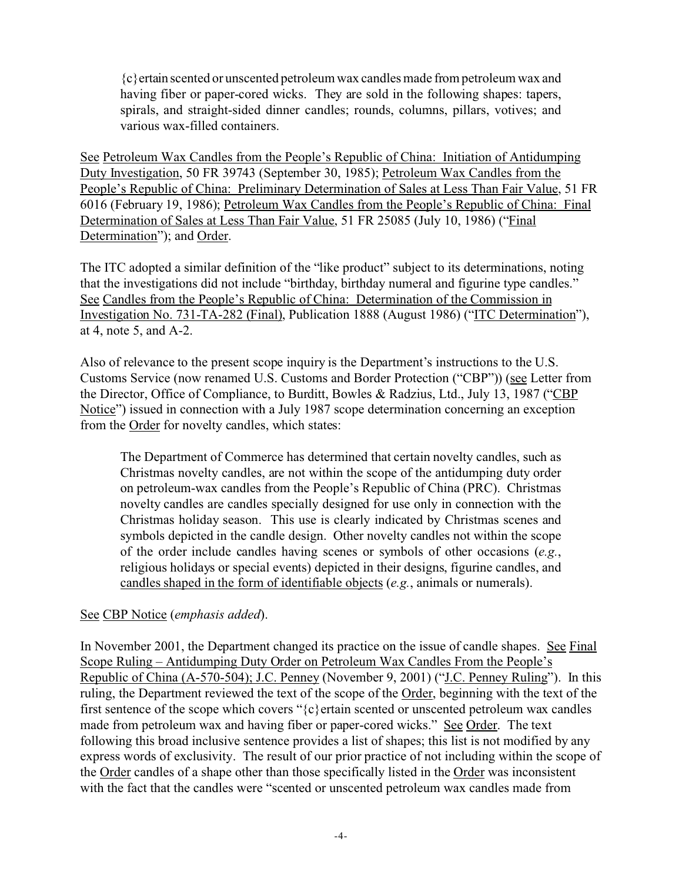> {c}ertain scented or unscented petroleum wax candles made from petroleum wax and having fiber or paper-cored wicks. They are sold in the following shapes: tapers, spirals, and straight-sided dinner candles; rounds, columns, pillars, votives; and various wax-filled containers.

See Petroleum Wax Candles from the People's Republic of China: Initiation of Antidumping Duty Investigation, 50 FR 39743 (September 30, 1985); Petroleum Wax Candles from the People's Republic of China: Preliminary Determination of Sales at Less Than Fair Value, 51 FR 6016 (February 19, 1986); Petroleum Wax Candles from the People's Republic of China: Final Determination of Sales at Less Than Fair Value, 51 FR 25085 (July 10, 1986) ("Final Determination"); and Order.

The ITC adopted a similar definition of the "like product" subject to its determinations, noting that the investigations did not include "birthday, birthday numeral and figurine type candles." See Candles from the People's Republic of China: Determination of the Commission in Investigation No. 731-TA-282 (Final), Publication 1888 (August 1986) ("ITC Determination"), at 4, note 5, and A-2.

Also of relevance to the present scope inquiry is the Department's instructions to the U.S. Customs Service (now renamed U.S. Customs and Border Protection ("CBP")) (see Letter from the Director, Office of Compliance, to Burditt, Bowles & Radzius, Ltd., July 13, 1987 ("CBP Notice") issued in connection with a July 1987 scope determination concerning an exception from the Order for novelty candles, which states:

> The Department of Commerce has determined that certain novelty candles, such as Christmas novelty candles, are not within the scope of the antidumping duty order on petroleum-wax candles from the People's Republic of China (PRC). Christmas novelty candles are candles specially designed for use only in connection with the Christmas holiday season. This use is clearly indicated by Christmas scenes and symbols depicted in the candle design. Other novelty candles not within the scope of the order include candles having scenes or symbols of other occasions (*e.g.*, religious holidays or special events) depicted in their designs, figurine candles, and candles shaped in the form of identifiable objects (*e.g.*, animals or numerals).

See CBP Notice (*emphasis added*).

In November 2001, the Department changed its practice on the issue of candle shapes. See Final Scope Ruling – Antidumping Duty Order on Petroleum Wax Candles From the People's Republic of China (A-570-504); J.C. Penney (November 9, 2001) ("J.C. Penney Ruling"). In this ruling, the Department reviewed the text of the scope of the Order, beginning with the text of the first sentence of the scope which covers "{c}ertain scented or unscented petroleum wax candles made from petroleum wax and having fiber or paper-cored wicks." See Order. The text following this broad inclusive sentence provides a list of shapes; this list is not modified by any express words of exclusivity. The result of our prior practice of not including within the scope of the Order candles of a shape other than those specifically listed in the Order was inconsistent with the fact that the candles were "scented or unscented petroleum wax candles made from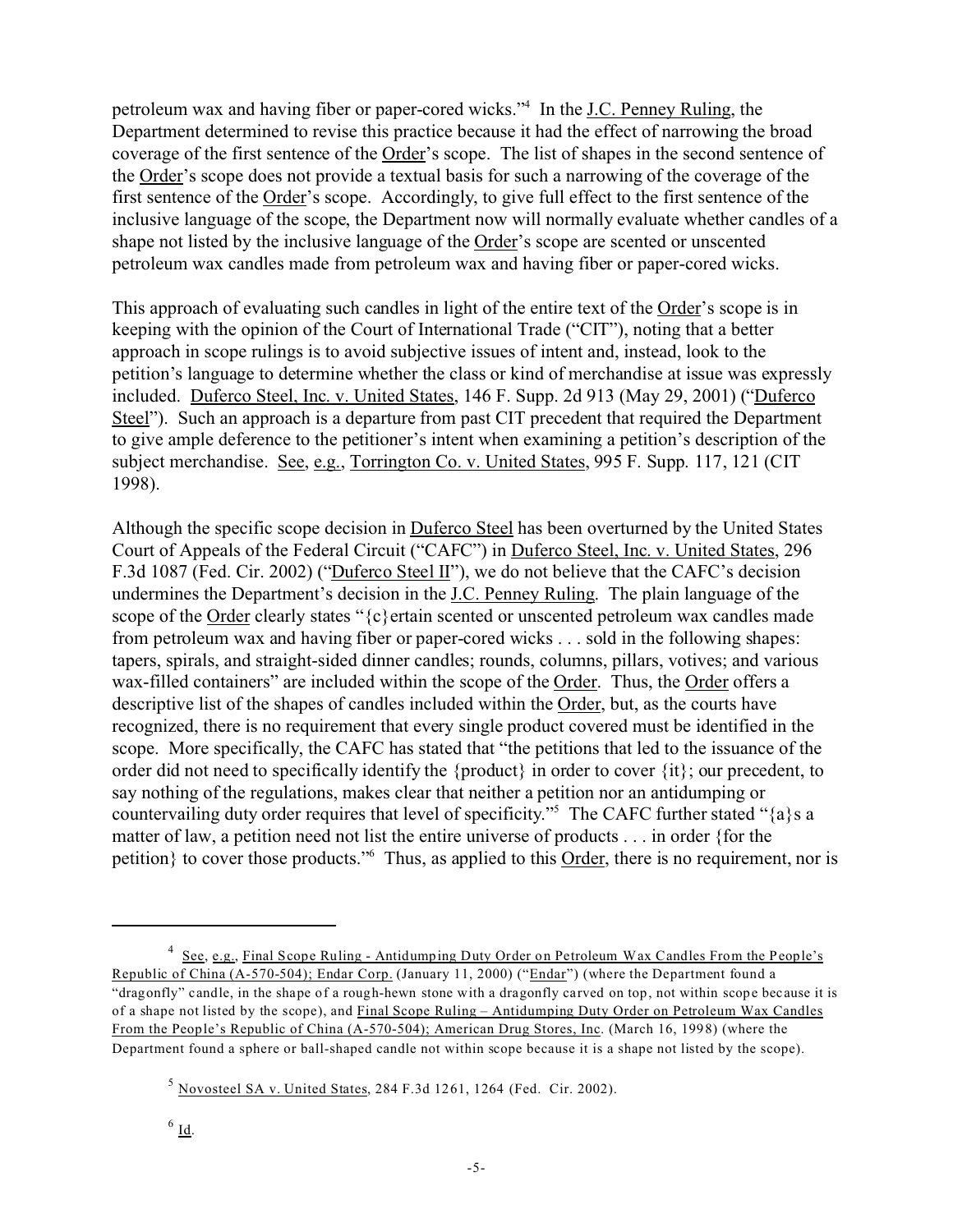petroleum wax and having fiber or paper-cored wicks."[4] In the J.C. Penney Ruling, the Department determined to revise this practice because it had the effect of narrowing the broad coverage of the first sentence of the Order's scope. The list of shapes in the second sentence of the Order's scope does not provide a textual basis for such a narrowing of the coverage of the first sentence of the Order's scope. Accordingly, to give full effect to the first sentence of the inclusive language of the scope, the Department now will normally evaluate whether candles of a shape not listed by the inclusive language of the Order's scope are scented or unscented petroleum wax candles made from petroleum wax and having fiber or paper-cored wicks.

This approach of evaluating such candles in light of the entire text of the Order's scope is in keeping with the opinion of the Court of International Trade ("CIT"), noting that a better approach in scope rulings is to avoid subjective issues of intent and, instead, look to the petition's language to determine whether the class or kind of merchandise at issue was expressly included. Duferco Steel, Inc. v. United States, 146 F. Supp. 2d 913 (May 29, 2001) ("Duferco Steel"). Such an approach is a departure from past CIT precedent that required the Department to give ample deference to the petitioner's intent when examining a petition's description of the subject merchandise. See, e.g., Torrington Co. v. United States, 995 F. Supp. 117, 121 (CIT 1998).

Although the specific scope decision in Duferco Steel has been overturned by the United States Court of Appeals of the Federal Circuit ("CAFC") in Duferco Steel, Inc. v. United States, 296 F.3d 1087 (Fed. Cir. 2002) ("Duferco Steel II"), we do not believe that the CAFC's decision undermines the Department's decision in the J.C. Penney Ruling. The plain language of the scope of the Order clearly states "{c}ertain scented or unscented petroleum wax candles made from petroleum wax and having fiber or paper-cored wicks . . . sold in the following shapes: tapers, spirals, and straight-sided dinner candles; rounds, columns, pillars, votives; and various wax-filled containers" are included within the scope of the Order. Thus, the Order offers a descriptive list of the shapes of candles included within the Order, but, as the courts have recognized, there is no requirement that every single product covered must be identified in the scope. More specifically, the CAFC has stated that "the petitions that led to the issuance of the order did not need to specifically identify the {product} in order to cover {it}; our precedent, to say nothing of the regulations, makes clear that neither a petition nor an antidumping or countervailing duty order requires that level of specificity."[5] The CAFC further stated "{a}s a matter of law, a petition need not list the entire universe of products . . . in order {for the petition} to cover those products."[6] Thus, as applied to this Order, there is no requirement, nor is

---

[4] See, e.g., Final Scope Ruling - Antidumping Duty Order on Petroleum Wax Candles From the People's Republic of China (A-570-504); Endar Corp. (January 11, 2000) ("Endar") (where the Department found a "dragonfly" candle, in the shape of a rough-hewn stone with a dragonfly carved on top, not within scope because it is of a shape not listed by the scope), and Final Scope Ruling – Antidumping Duty Order on Petroleum Wax Candles From the People's Republic of China (A-570-504); American Drug Stores, Inc. (March 16, 1998) (where the Department found a sphere or ball-shaped candle not within scope because it is a shape not listed by the scope).

[5] Novosteel SA v. United States, 284 F.3d 1261, 1264 (Fed. Cir. 2002).

[6] Id.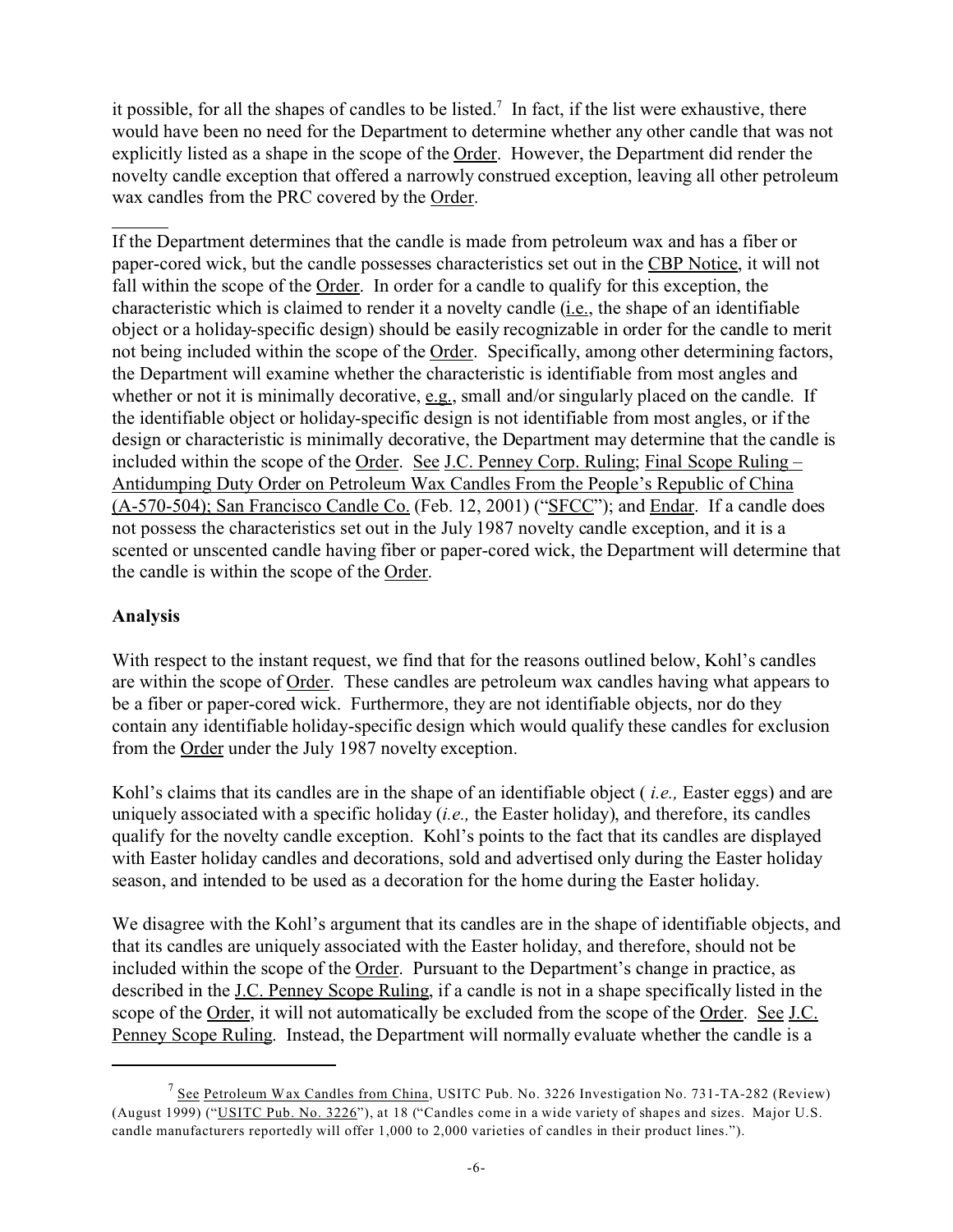it possible, for all the shapes of candles to be listed.[7] In fact, if the list were exhaustive, there would have been no need for the Department to determine whether any other candle that was not explicitly listed as a shape in the scope of the Order. However, the Department did render the novelty candle exception that offered a narrowly construed exception, leaving all other petroleum wax candles from the PRC covered by the Order.

If the Department determines that the candle is made from petroleum wax and has a fiber or paper-cored wick, but the candle possesses characteristics set out in the CBP Notice, it will not fall within the scope of the Order. In order for a candle to qualify for this exception, the characteristic which is claimed to render it a novelty candle (i.e., the shape of an identifiable object or a holiday-specific design) should be easily recognizable in order for the candle to merit not being included within the scope of the Order. Specifically, among other determining factors, the Department will examine whether the characteristic is identifiable from most angles and whether or not it is minimally decorative, e.g., small and/or singularly placed on the candle. If the identifiable object or holiday-specific design is not identifiable from most angles, or if the design or characteristic is minimally decorative, the Department may determine that the candle is included within the scope of the Order. See J.C. Penney Corp. Ruling; Final Scope Ruling – Antidumping Duty Order on Petroleum Wax Candles From the People's Republic of China (A-570-504); San Francisco Candle Co. (Feb. 12, 2001) ("SFCC"); and Endar. If a candle does not possess the characteristics set out in the July 1987 novelty candle exception, and it is a scented or unscented candle having fiber or paper-cored wick, the Department will determine that the candle is within the scope of the Order.

**Analysis**

With respect to the instant request, we find that for the reasons outlined below, Kohl's candles are within the scope of Order. These candles are petroleum wax candles having what appears to be a fiber or paper-cored wick. Furthermore, they are not identifiable objects, nor do they contain any identifiable holiday-specific design which would qualify these candles for exclusion from the Order under the July 1987 novelty exception.

Kohl's claims that its candles are in the shape of an identifiable object ( *i.e.,* Easter eggs) and are uniquely associated with a specific holiday (*i.e.,* the Easter holiday), and therefore, its candles qualify for the novelty candle exception. Kohl's points to the fact that its candles are displayed with Easter holiday candles and decorations, sold and advertised only during the Easter holiday season, and intended to be used as a decoration for the home during the Easter holiday.

We disagree with the Kohl's argument that its candles are in the shape of identifiable objects, and that its candles are uniquely associated with the Easter holiday, and therefore, should not be included within the scope of the Order. Pursuant to the Department's change in practice, as described in the J.C. Penney Scope Ruling, if a candle is not in a shape specifically listed in the scope of the Order, it will not automatically be excluded from the scope of the Order. See J.C. Penney Scope Ruling. Instead, the Department will normally evaluate whether the candle is a

---

[7] See Petroleum Wax Candles from China, USITC Pub. No. 3226 Investigation No. 731-TA-282 (Review) (August 1999) ("USITC Pub. No. 3226"), at 18 ("Candles come in a wide variety of shapes and sizes. Major U.S. candle manufacturers reportedly will offer 1,000 to 2,000 varieties of candles in their product lines.").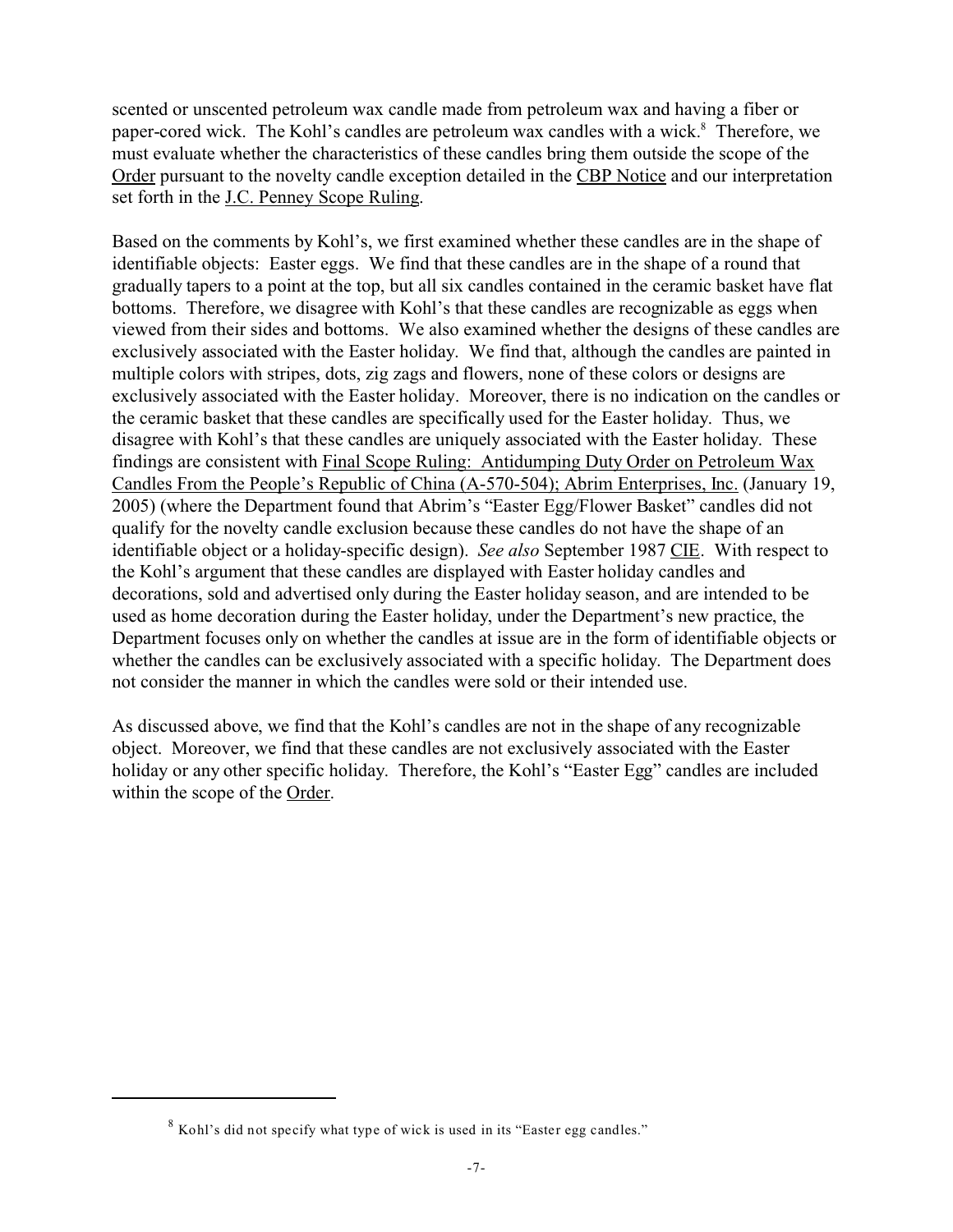scented or unscented petroleum wax candle made from petroleum wax and having a fiber or paper-cored wick. The Kohl's candles are petroleum wax candles with a wick.[8] Therefore, we must evaluate whether the characteristics of these candles bring them outside the scope of the Order pursuant to the novelty candle exception detailed in the CBP Notice and our interpretation set forth in the J.C. Penney Scope Ruling.

Based on the comments by Kohl's, we first examined whether these candles are in the shape of identifiable objects: Easter eggs. We find that these candles are in the shape of a round that gradually tapers to a point at the top, but all six candles contained in the ceramic basket have flat bottoms. Therefore, we disagree with Kohl's that these candles are recognizable as eggs when viewed from their sides and bottoms. We also examined whether the designs of these candles are exclusively associated with the Easter holiday. We find that, although the candles are painted in multiple colors with stripes, dots, zig zags and flowers, none of these colors or designs are exclusively associated with the Easter holiday. Moreover, there is no indication on the candles or the ceramic basket that these candles are specifically used for the Easter holiday. Thus, we disagree with Kohl's that these candles are uniquely associated with the Easter holiday. These findings are consistent with Final Scope Ruling: Antidumping Duty Order on Petroleum Wax Candles From the People's Republic of China (A-570-504); Abrim Enterprises, Inc. (January 19, 2005) (where the Department found that Abrim's "Easter Egg/Flower Basket" candles did not qualify for the novelty candle exclusion because these candles do not have the shape of an identifiable object or a holiday-specific design). *See also* September 1987 CIE. With respect to the Kohl's argument that these candles are displayed with Easter holiday candles and decorations, sold and advertised only during the Easter holiday season, and are intended to be used as home decoration during the Easter holiday, under the Department's new practice, the Department focuses only on whether the candles at issue are in the form of identifiable objects or whether the candles can be exclusively associated with a specific holiday. The Department does not consider the manner in which the candles were sold or their intended use.

As discussed above, we find that the Kohl's candles are not in the shape of any recognizable object. Moreover, we find that these candles are not exclusively associated with the Easter holiday or any other specific holiday. Therefore, the Kohl's "Easter Egg" candles are included within the scope of the Order.

[8] Kohl's did not specify what type of wick is used in its "Easter egg candles."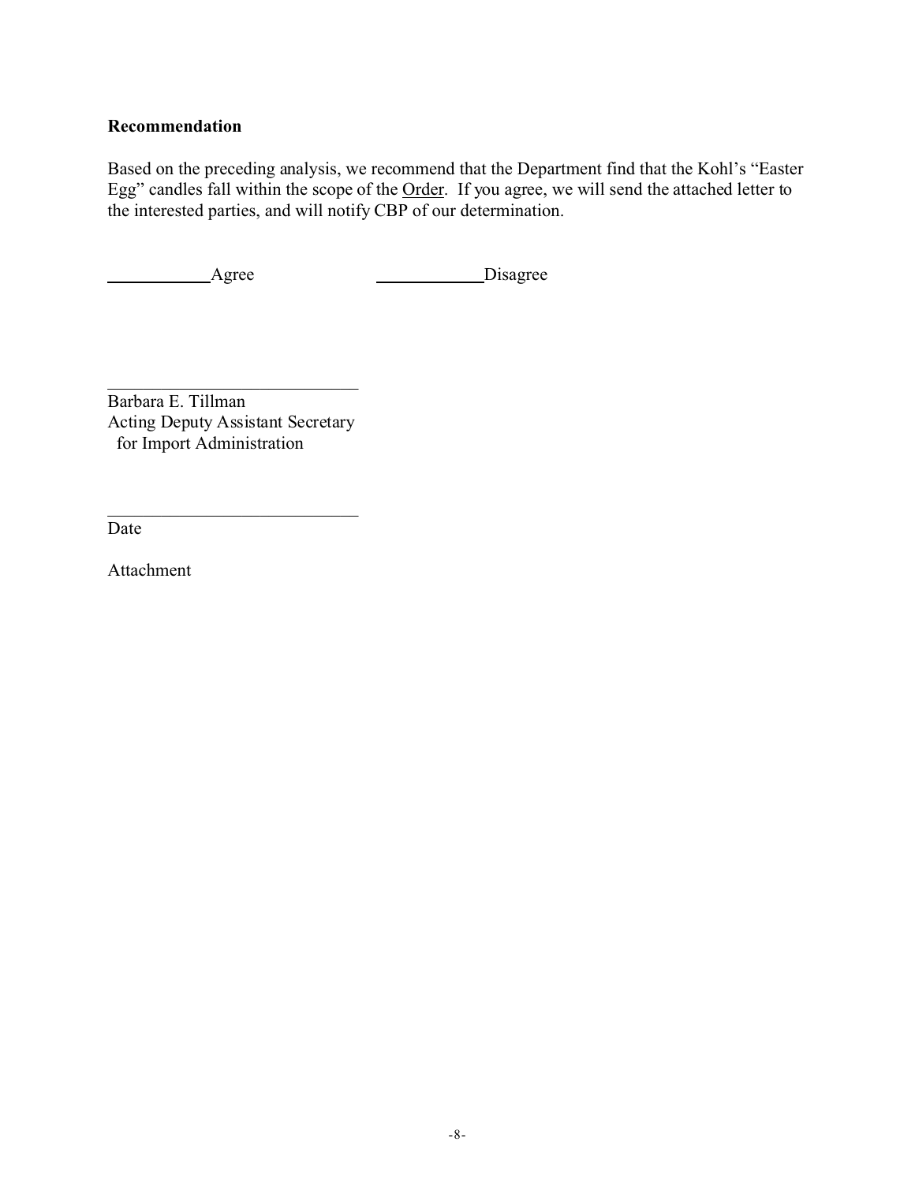**Recommendation**

Based on the preceding analysis, we recommend that the Department find that the Kohl's "Easter Egg" candles fall within the scope of the Order. If you agree, we will send the attached letter to the interested parties, and will notify CBP of our determination.

\_\_\_\_\_\_\_\_\_\_\_\_ Agree                    \_\_\_\_\_\_\_\_\_\_\_\_ Disagree

\_\_\_\_\_\_\_\_\_\_\_\_\_\_\_\_\_\_\_\_\_\_\_\_\_\_\_\_\_\_

Barbara E. Tillman
Acting Deputy Assistant Secretary
for Import Administration

\_\_\_\_\_\_\_\_\_\_\_\_\_\_\_\_\_\_\_\_\_\_\_\_\_\_\_\_\_\_

Date

Attachment